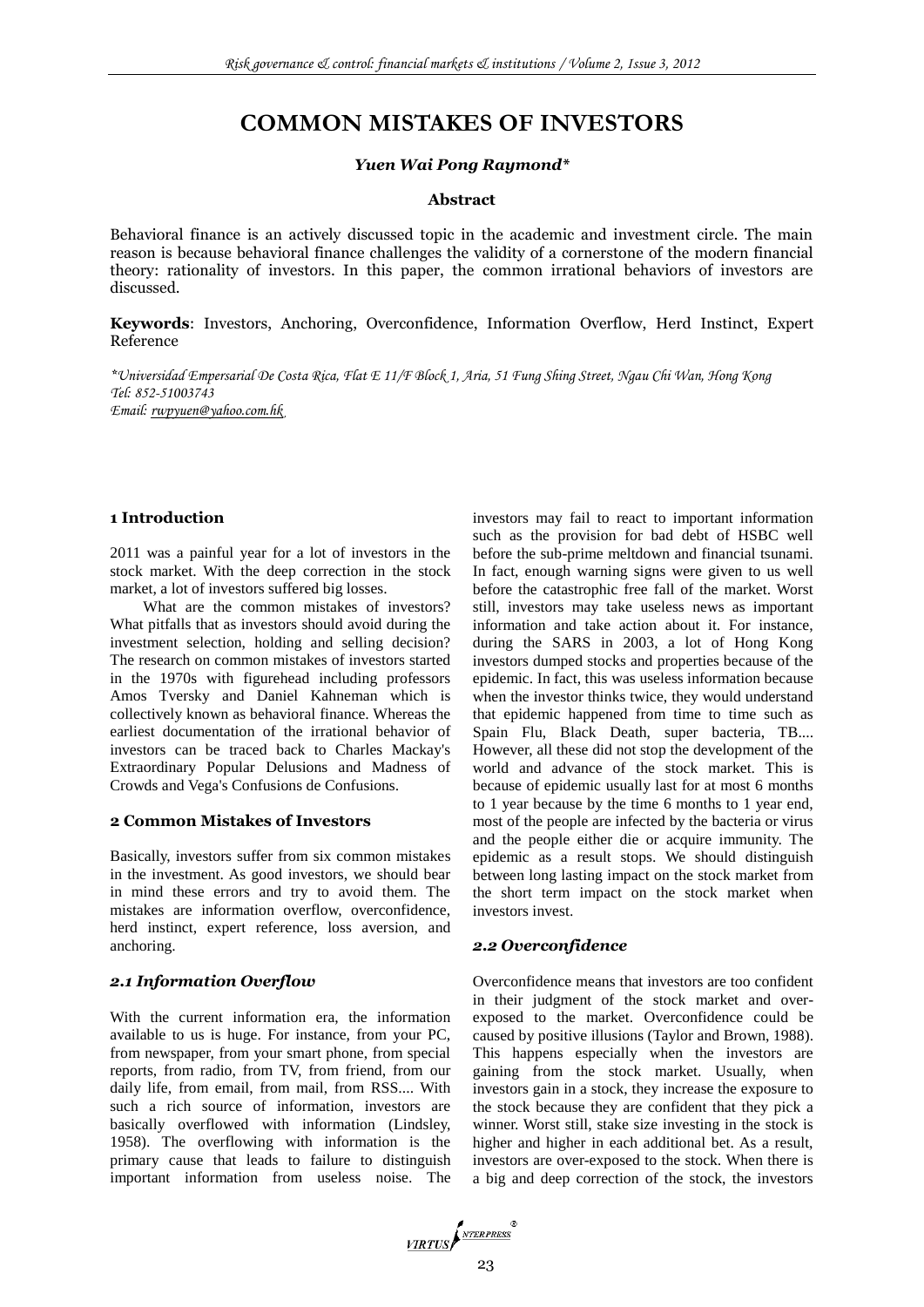# COMMON MISTAKES OF INVESTORS

***Yuen Wai Pong Raymond****

**Abstract**

Behavioral finance is an actively discussed topic in the academic and investment circle. The main reason is because behavioral finance challenges the validity of a cornerstone of the modern financial theory: rationality of investors. In this paper, the common irrational behaviors of investors are discussed.

**Keywords**: Investors, Anchoring, Overconfidence, Information Overflow, Herd Instinct, Expert Reference

**Universidad Empersarial De Costa Rica, Flat E 11/F Block 1, Aria, 51 Fung Shing Street, Ngau Chi Wan, Hong Kong*
*Tel: 852-51003743*
*Email: rwpyuen@yahoo.com.hk*

## 1 Introduction

2011 was a painful year for a lot of investors in the stock market. With the deep correction in the stock market, a lot of investors suffered big losses.

What are the common mistakes of investors? What pitfalls that as investors should avoid during the investment selection, holding and selling decision? The research on common mistakes of investors started in the 1970s with figurehead including professors Amos Tversky and Daniel Kahneman which is collectively known as behavioral finance. Whereas the earliest documentation of the irrational behavior of investors can be traced back to Charles Mackay's Extraordinary Popular Delusions and Madness of Crowds and Vega's Confusions de Confusions.

## 2 Common Mistakes of Investors

Basically, investors suffer from six common mistakes in the investment. As good investors, we should bear in mind these errors and try to avoid them. The mistakes are information overflow, overconfidence, herd instinct, expert reference, loss aversion, and anchoring.

### *2.1 Information Overflow*

With the current information era, the information available to us is huge. For instance, from your PC, from newspaper, from your smart phone, from special reports, from radio, from TV, from friend, from our daily life, from email, from mail, from RSS.... With such a rich source of information, investors are basically overflowed with information (Lindsley, 1958). The overflowing with information is the primary cause that leads to failure to distinguish important information from useless noise. The investors may fail to react to important information such as the provision for bad debt of HSBC well before the sub-prime meltdown and financial tsunami. In fact, enough warning signs were given to us well before the catastrophic free fall of the market. Worst still, investors may take useless news as important information and take action about it. For instance, during the SARS in 2003, a lot of Hong Kong investors dumped stocks and properties because of the epidemic. In fact, this was useless information because when the investor thinks twice, they would understand that epidemic happened from time to time such as Spain Flu, Black Death, super bacteria, TB.... However, all these did not stop the development of the world and advance of the stock market. This is because of epidemic usually last for at most 6 months to 1 year because by the time 6 months to 1 year end, most of the people are infected by the bacteria or virus and the people either die or acquire immunity. The epidemic as a result stops. We should distinguish between long lasting impact on the stock market from the short term impact on the stock market when investors invest.

### *2.2 Overconfidence*

Overconfidence means that investors are too confident in their judgment of the stock market and over-exposed to the market. Overconfidence could be caused by positive illusions (Taylor and Brown, 1988). This happens especially when the investors are gaining from the stock market. Usually, when investors gain in a stock, they increase the exposure to the stock because they are confident that they pick a winner. Worst still, stake size investing in the stock is higher and higher in each additional bet. As a result, investors are over-exposed to the stock. When there is a big and deep correction of the stock, the investors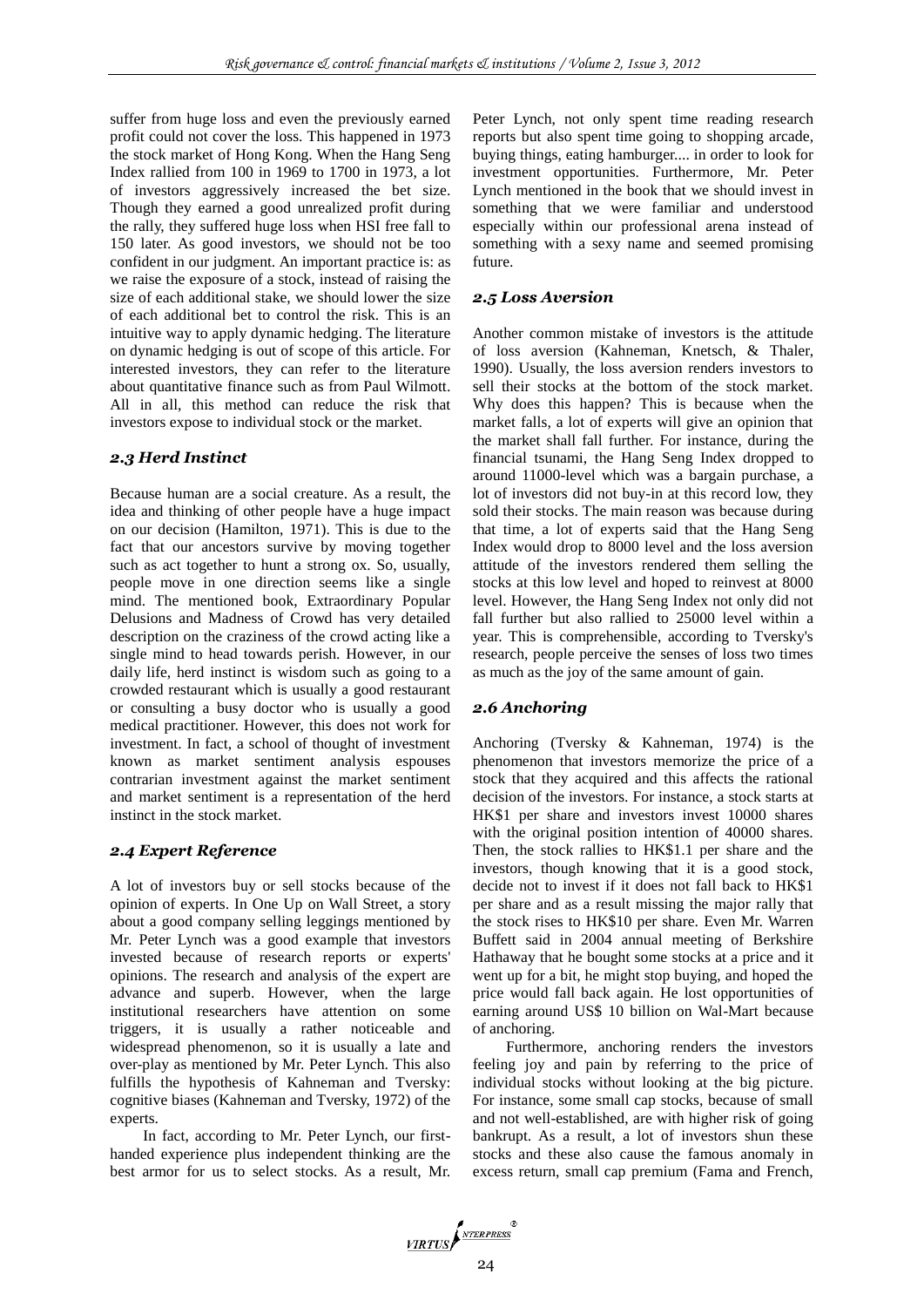suffer from huge loss and even the previously earned profit could not cover the loss. This happened in 1973 the stock market of Hong Kong. When the Hang Seng Index rallied from 100 in 1969 to 1700 in 1973, a lot of investors aggressively increased the bet size. Though they earned a good unrealized profit during the rally, they suffered huge loss when HSI free fall to 150 later. As good investors, we should not be too confident in our judgment. An important practice is: as we raise the exposure of a stock, instead of raising the size of each additional stake, we should lower the size of each additional bet to control the risk. This is an intuitive way to apply dynamic hedging. The literature on dynamic hedging is out of scope of this article. For interested investors, they can refer to the literature about quantitative finance such as from Paul Wilmott. All in all, this method can reduce the risk that investors expose to individual stock or the market.

### *2.3 Herd Instinct*

Because human are a social creature. As a result, the idea and thinking of other people have a huge impact on our decision (Hamilton, 1971). This is due to the fact that our ancestors survive by moving together such as act together to hunt a strong ox. So, usually, people move in one direction seems like a single mind. The mentioned book, Extraordinary Popular Delusions and Madness of Crowd has very detailed description on the craziness of the crowd acting like a single mind to head towards perish. However, in our daily life, herd instinct is wisdom such as going to a crowded restaurant which is usually a good restaurant or consulting a busy doctor who is usually a good medical practitioner. However, this does not work for investment. In fact, a school of thought of investment known as market sentiment analysis espouses contrarian investment against the market sentiment and market sentiment is a representation of the herd instinct in the stock market.

### *2.4 Expert Reference*

A lot of investors buy or sell stocks because of the opinion of experts. In One Up on Wall Street, a story about a good company selling leggings mentioned by Mr. Peter Lynch was a good example that investors invested because of research reports or experts' opinions. The research and analysis of the expert are advance and superb. However, when the large institutional researchers have attention on some triggers, it is usually a rather noticeable and widespread phenomenon, so it is usually a late and over-play as mentioned by Mr. Peter Lynch. This also fulfills the hypothesis of Kahneman and Tversky: cognitive biases (Kahneman and Tversky, 1972) of the experts.

In fact, according to Mr. Peter Lynch, our first-handed experience plus independent thinking are the best armor for us to select stocks. As a result, Mr. Peter Lynch, not only spent time reading research reports but also spent time going to shopping arcade, buying things, eating hamburger.... in order to look for investment opportunities. Furthermore, Mr. Peter Lynch mentioned in the book that we should invest in something that we were familiar and understood especially within our professional arena instead of something with a sexy name and seemed promising future.

### *2.5 Loss Aversion*

Another common mistake of investors is the attitude of loss aversion (Kahneman, Knetsch, & Thaler, 1990). Usually, the loss aversion renders investors to sell their stocks at the bottom of the stock market. Why does this happen? This is because when the market falls, a lot of experts will give an opinion that the market shall fall further. For instance, during the financial tsunami, the Hang Seng Index dropped to around 11000-level which was a bargain purchase, a lot of investors did not buy-in at this record low, they sold their stocks. The main reason was because during that time, a lot of experts said that the Hang Seng Index would drop to 8000 level and the loss aversion attitude of the investors rendered them selling the stocks at this low level and hoped to reinvest at 8000 level. However, the Hang Seng Index not only did not fall further but also rallied to 25000 level within a year. This is comprehensible, according to Tversky's research, people perceive the senses of loss two times as much as the joy of the same amount of gain.

### *2.6 Anchoring*

Anchoring (Tversky & Kahneman, 1974) is the phenomenon that investors memorize the price of a stock that they acquired and this affects the rational decision of the investors. For instance, a stock starts at HK$1 per share and investors invest 10000 shares with the original position intention of 40000 shares. Then, the stock rallies to HK$1.1 per share and the investors, though knowing that it is a good stock, decide not to invest if it does not fall back to HK$1 per share and as a result missing the major rally that the stock rises to HK$10 per share. Even Mr. Warren Buffett said in 2004 annual meeting of Berkshire Hathaway that he bought some stocks at a price and it went up for a bit, he might stop buying, and hoped the price would fall back again. He lost opportunities of earning around US$ 10 billion on Wal-Mart because of anchoring.

Furthermore, anchoring renders the investors feeling joy and pain by referring to the price of individual stocks without looking at the big picture. For instance, some small cap stocks, because of small and not well-established, are with higher risk of going bankrupt. As a result, a lot of investors shun these stocks and these also cause the famous anomaly in excess return, small cap premium (Fama and French,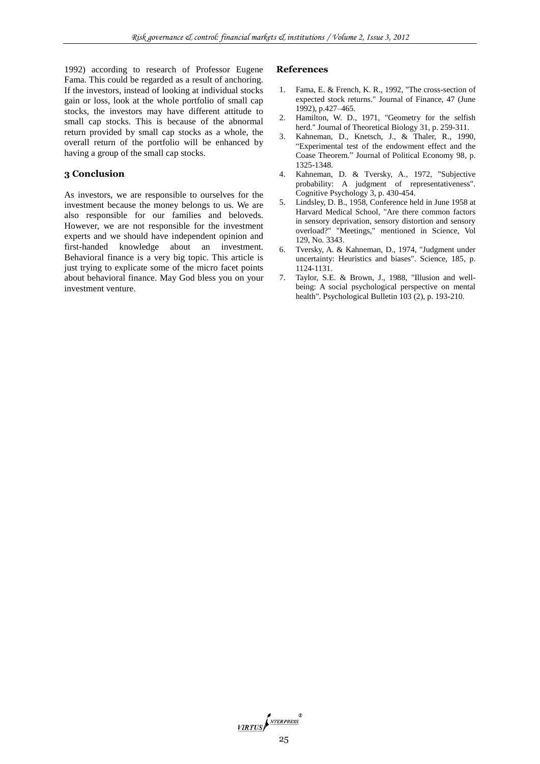1992) according to research of Professor Eugene Fama. This could be regarded as a result of anchoring. If the investors, instead of looking at individual stocks gain or loss, look at the whole portfolio of small cap stocks, the investors may have different attitude to small cap stocks. This is because of the abnormal return provided by small cap stocks as a whole, the overall return of the portfolio will be enhanced by having a group of the small cap stocks.

## 3 Conclusion

As investors, we are responsible to ourselves for the investment because the money belongs to us. We are also responsible for our families and beloveds. However, we are not responsible for the investment experts and we should have independent opinion and first-handed knowledge about an investment. Behavioral finance is a very big topic. This article is just trying to explicate some of the micro facet points about behavioral finance. May God bless you on your investment venture.

## References

1. Fama, E. & French, K. R., 1992, "The cross-section of expected stock returns." Journal of Finance, 47 (June 1992), p.427–465.
2. Hamilton, W. D., 1971, "Geometry for the selfish herd." Journal of Theoretical Biology 31, p. 259-311.
3. Kahneman, D., Knetsch, J., & Thaler, R., 1990, "Experimental test of the endowment effect and the Coase Theorem." Journal of Political Economy 98, p. 1325-1348.
4. Kahneman, D. & Tversky, A., 1972, "Subjective probability: A judgment of representativeness". Cognitive Psychology 3, p. 430-454.
5. Lindsley, D. B., 1958, Conference held in June 1958 at Harvard Medical School, "Are there common factors in sensory deprivation, sensory distortion and sensory overload?" "Meetings," mentioned in Science, Vol 129, No. 3343.
6. Tversky, A. & Kahneman, D., 1974, "Judgment under uncertainty: Heuristics and biases". Science, 185, p. 1124-1131.
7. Taylor, S.E. & Brown, J., 1988, "Illusion and well-being: A social psychological perspective on mental health". Psychological Bulletin 103 (2), p. 193-210.